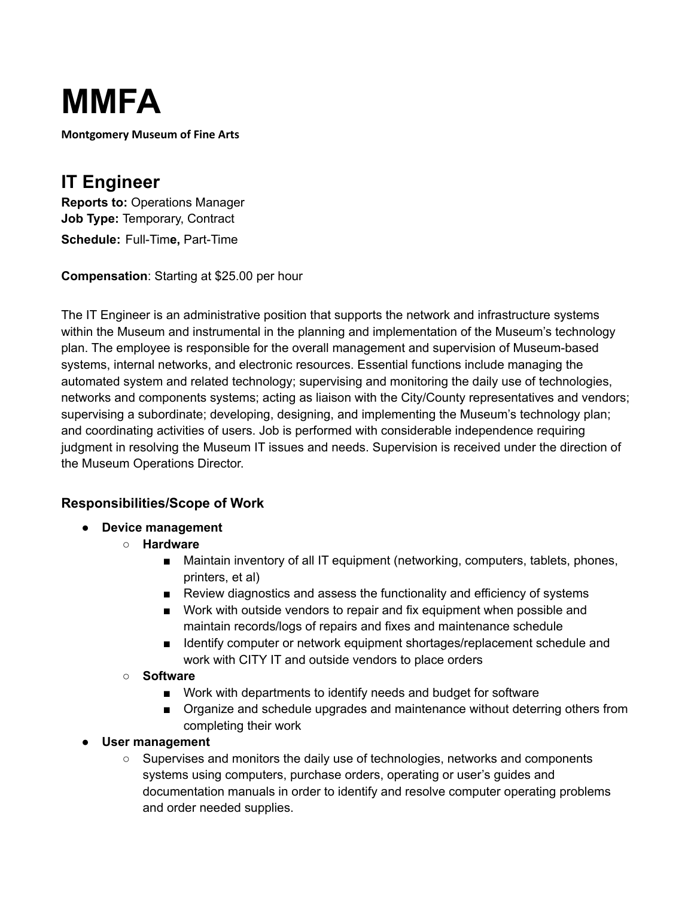# MMFA

**Montgomery Museum of Fine Arts**

## IT Engineer

**Reports to:** Operations Manager
**Job Type:** Temporary, Contract
**Schedule:** Full-Time**,** Part-Time

**Compensation**: Starting at $25.00 per hour

The IT Engineer is an administrative position that supports the network and infrastructure systems within the Museum and instrumental in the planning and implementation of the Museum's technology plan. The employee is responsible for the overall management and supervision of Museum-based systems, internal networks, and electronic resources. Essential functions include managing the automated system and related technology; supervising and monitoring the daily use of technologies, networks and components systems; acting as liaison with the City/County representatives and vendors; supervising a subordinate; developing, designing, and implementing the Museum's technology plan; and coordinating activities of users. Job is performed with considerable independence requiring judgment in resolving the Museum IT issues and needs. Supervision is received under the direction of the Museum Operations Director.

### Responsibilities/Scope of Work

- **Device management**
  - **Hardware**
    - Maintain inventory of all IT equipment (networking, computers, tablets, phones, printers, et al)
    - Review diagnostics and assess the functionality and efficiency of systems
    - Work with outside vendors to repair and fix equipment when possible and maintain records/logs of repairs and fixes and maintenance schedule
    - Identify computer or network equipment shortages/replacement schedule and work with CITY IT and outside vendors to place orders
  - **Software**
    - Work with departments to identify needs and budget for software
    - Organize and schedule upgrades and maintenance without deterring others from completing their work
- **User management**
  - Supervises and monitors the daily use of technologies, networks and components systems using computers, purchase orders, operating or user's guides and documentation manuals in order to identify and resolve computer operating problems and order needed supplies.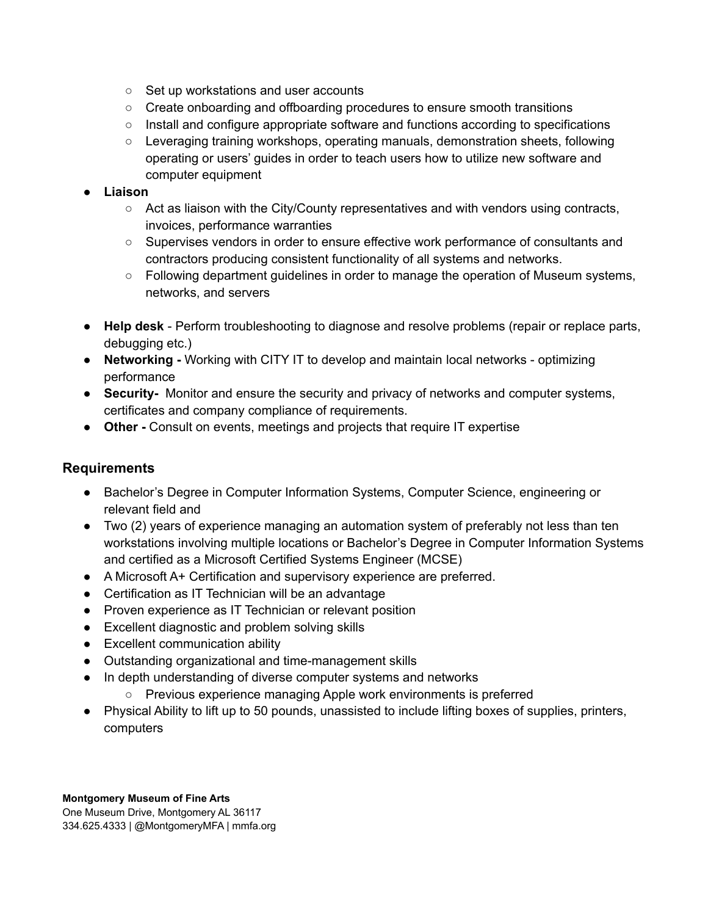- Set up workstations and user accounts
    - Create onboarding and offboarding procedures to ensure smooth transitions
    - Install and configure appropriate software and functions according to specifications
    - Leveraging training workshops, operating manuals, demonstration sheets, following operating or users' guides in order to teach users how to utilize new software and computer equipment
- **Liaison**
    - Act as liaison with the City/County representatives and with vendors using contracts, invoices, performance warranties
    - Supervises vendors in order to ensure effective work performance of consultants and contractors producing consistent functionality of all systems and networks.
    - Following department guidelines in order to manage the operation of Museum systems, networks, and servers

- **Help desk** - Perform troubleshooting to diagnose and resolve problems (repair or replace parts, debugging etc.)
- **Networking -** Working with CITY IT to develop and maintain local networks - optimizing performance
- **Security-** Monitor and ensure the security and privacy of networks and computer systems, certificates and company compliance of requirements.
- **Other -** Consult on events, meetings and projects that require IT expertise

## Requirements

- Bachelor's Degree in Computer Information Systems, Computer Science, engineering or relevant field and
- Two (2) years of experience managing an automation system of preferably not less than ten workstations involving multiple locations or Bachelor's Degree in Computer Information Systems and certified as a Microsoft Certified Systems Engineer (MCSE)
- A Microsoft A+ Certification and supervisory experience are preferred.
- Certification as IT Technician will be an advantage
- Proven experience as IT Technician or relevant position
- Excellent diagnostic and problem solving skills
- Excellent communication ability
- Outstanding organizational and time-management skills
- In depth understanding of diverse computer systems and networks
    - Previous experience managing Apple work environments is preferred
- Physical Ability to lift up to 50 pounds, unassisted to include lifting boxes of supplies, printers, computers

**Montgomery Museum of Fine Arts**
One Museum Drive, Montgomery AL 36117
334.625.4333 | @MontgomeryMFA | mmfa.org